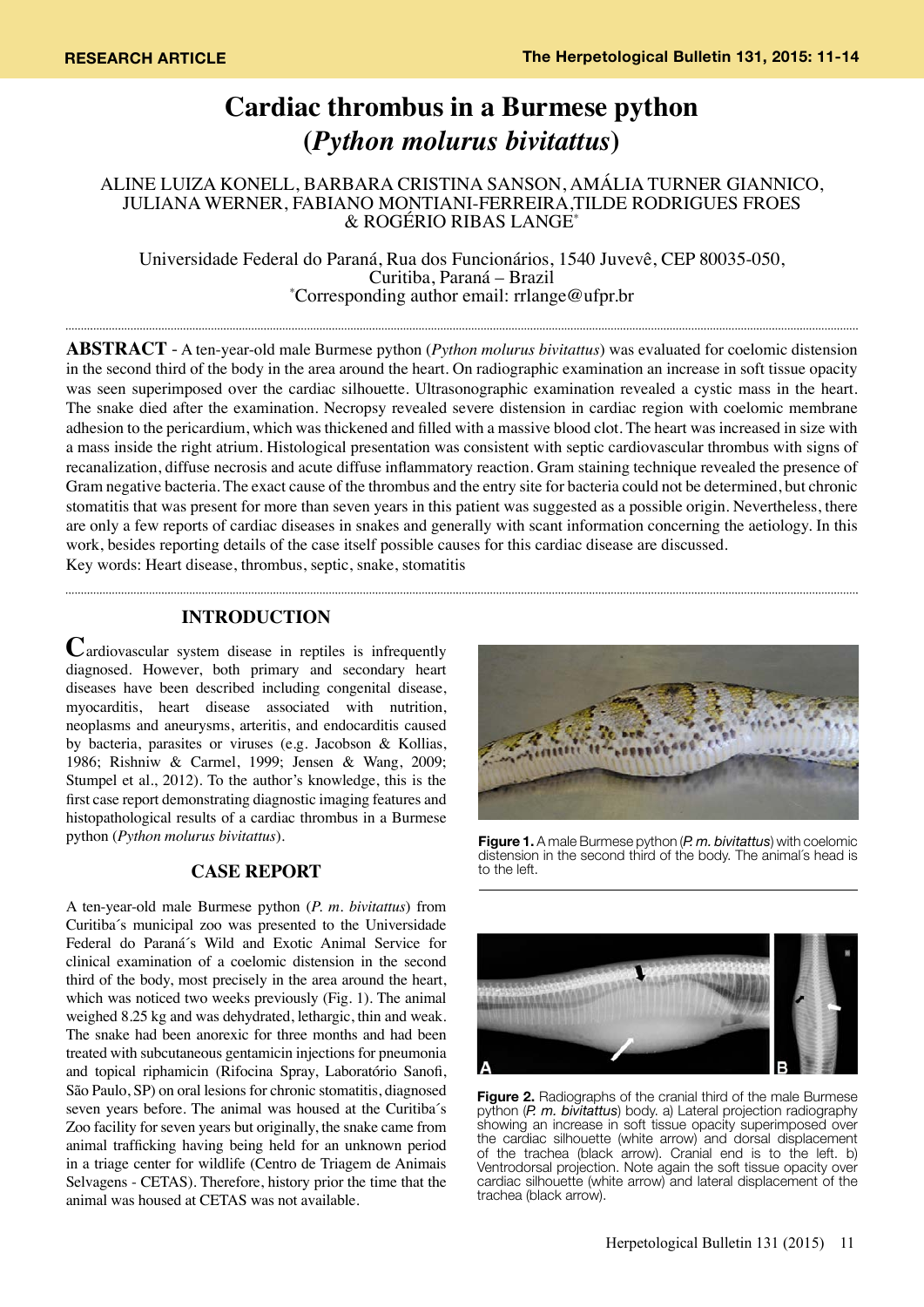RESEARCH ARTICLE

# Cardiac thrombus in a Burmese python (*Python molurus bivitattus*)

ALINE LUIZA KONELL, BARBARA CRISTINA SANSON, AMÁLIA TURNER GIANNICO, JULIANA WERNER, FABIANO MONTIANI-FERREIRA, TILDE RODRIGUES FROES & ROGÉRIO RIBAS LANGE[*]

Universidade Federal do Paraná, Rua dos Funcionários, 1540 Juvevê, CEP 80035-050, Curitiba, Paraná – Brazil
[*]Corresponding author email: rrlange@ufpr.br

**ABSTRACT** - A ten-year-old male Burmese python (*Python molurus bivitattus*) was evaluated for coelomic distension in the second third of the body in the area around the heart. On radiographic examination an increase in soft tissue opacity was seen superimposed over the cardiac silhouette. Ultrasonographic examination revealed a cystic mass in the heart. The snake died after the examination. Necropsy revealed severe distension in cardiac region with coelomic membrane adhesion to the pericardium, which was thickened and filled with a massive blood clot. The heart was increased in size with a mass inside the right atrium. Histological presentation was consistent with septic cardiovascular thrombus with signs of recanalization, diffuse necrosis and acute diffuse inflammatory reaction. Gram staining technique revealed the presence of Gram negative bacteria. The exact cause of the thrombus and the entry site for bacteria could not be determined, but chronic stomatitis that was present for more than seven years in this patient was suggested as a possible origin. Nevertheless, there are only a few reports of cardiac diseases in snakes and generally with scant information concerning the aetiology. In this work, besides reporting details of the case itself possible causes for this cardiac disease are discussed.
Key words: Heart disease, thrombus, septic, snake, stomatitis

## INTRODUCTION

Cardiovascular system disease in reptiles is infrequently diagnosed. However, both primary and secondary heart diseases have been described including congenital disease, myocarditis, heart disease associated with nutrition, neoplasms and aneurysms, arteritis, and endocarditis caused by bacteria, parasites or viruses (e.g. Jacobson & Kollias, 1986; Rishniw & Carmel, 1999; Jensen & Wang, 2009; Stumpel et al., 2012). To the author's knowledge, this is the first case report demonstrating diagnostic imaging features and histopathological results of a cardiac thrombus in a Burmese python (*Python molurus bivitattus*).

## CASE REPORT

A ten-year-old male Burmese python (*P. m. bivitattus*) from Curitiba´s municipal zoo was presented to the Universidade Federal do Paraná´s Wild and Exotic Animal Service for clinical examination of a coelomic distension in the second third of the body, most precisely in the area around the heart, which was noticed two weeks previously (Fig. 1). The animal weighed 8.25 kg and was dehydrated, lethargic, thin and weak. The snake had been anorexic for three months and had been treated with subcutaneous gentamicin injections for pneumonia and topical riphamicin (Rifocina Spray, Laboratório Sanofi, São Paulo, SP) on oral lesions for chronic stomatitis, diagnosed seven years before. The animal was housed at the Curitiba´s Zoo facility for seven years but originally, the snake came from animal trafficking having being held for an unknown period in a triage center for wildlife (Centro de Triagem de Animais Selvagens - CETAS). Therefore, history prior the time that the animal was housed at CETAS was not available.

**Figure 1.** A male Burmese python (*P. m. bivitattus*) with coelomic distension in the second third of the body. The animal´s head is to the left.

**Figure 2.** Radiographs of the cranial third of the male Burmese python (*P. m. bivitattus*) body. a) Lateral projection radiography showing an increase in soft tissue opacity superimposed over the cardiac silhouette (white arrow) and dorsal displacement of the trachea (black arrow). Cranial end is to the left. b) Ventrodorsal projection. Note again the soft tissue opacity over cardiac silhouette (white arrow) and lateral displacement of the trachea (black arrow).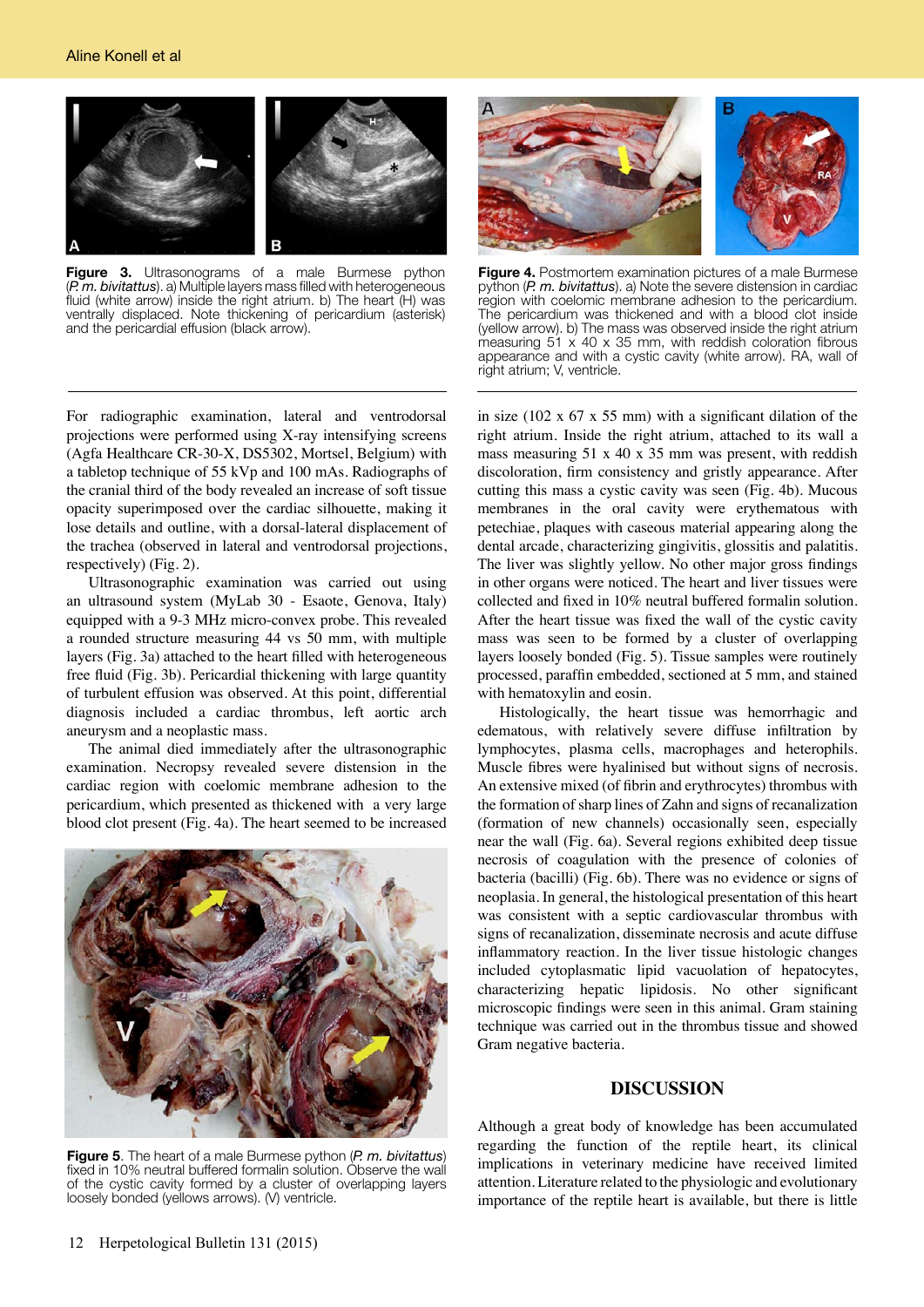**Figure 3.** Ultrasonograms of a male Burmese python (*P. m. bivitattus*). a) Multiple layers mass filled with heterogeneous fluid (white arrow) inside the right atrium. b) The heart (H) was ventrally displaced. Note thickening of pericardium (asterisk) and the pericardial effusion (black arrow).

**Figure 4.** Postmortem examination pictures of a male Burmese python (*P. m. bivitattus*). a) Note the severe distension in cardiac region with coelomic membrane adhesion to the pericardium. The pericardium was thickened and with a blood clot inside (yellow arrow). b) The mass was observed inside the right atrium measuring 51 x 40 x 35 mm, with reddish coloration fibrous appearance and with a cystic cavity (white arrow). RA, wall of right atrium; V, ventricle.

For radiographic examination, lateral and ventrodorsal projections were performed using X-ray intensifying screens (Agfa Healthcare CR-30-X, DS5302, Mortsel, Belgium) with a tabletop technique of 55 kVp and 100 mAs. Radiographs of the cranial third of the body revealed an increase of soft tissue opacity superimposed over the cardiac silhouette, making it lose details and outline, with a dorsal-lateral displacement of the trachea (observed in lateral and ventrodorsal projections, respectively) (Fig. 2).

Ultrasonographic examination was carried out using an ultrasound system (MyLab 30 - Esaote, Genova, Italy) equipped with a 9-3 MHz micro-convex probe. This revealed a rounded structure measuring 44 vs 50 mm, with multiple layers (Fig. 3a) attached to the heart filled with heterogeneous free fluid (Fig. 3b). Pericardial thickening with large quantity of turbulent effusion was observed. At this point, differential diagnosis included a cardiac thrombus, left aortic arch aneurysm and a neoplastic mass.

The animal died immediately after the ultrasonographic examination. Necropsy revealed severe distension in the cardiac region with coelomic membrane adhesion to the pericardium, which presented as thickened with a very large blood clot present (Fig. 4a). The heart seemed to be increased in size (102 x 67 x 55 mm) with a significant dilation of the right atrium. Inside the right atrium, attached to its wall a mass measuring 51 x 40 x 35 mm was present, with reddish discoloration, firm consistency and gristly appearance. After cutting this mass a cystic cavity was seen (Fig. 4b). Mucous membranes in the oral cavity were erythematous with petechiae, plaques with caseous material appearing along the dental arcade, characterizing gingivitis, glossitis and palatitis. The liver was slightly yellow. No other major gross findings in other organs were noticed. The heart and liver tissues were collected and fixed in 10% neutral buffered formalin solution. After the heart tissue was fixed the wall of the cystic cavity mass was seen to be formed by a cluster of overlapping layers loosely bonded (Fig. 5). Tissue samples were routinely processed, paraffin embedded, sectioned at 5 mm, and stained with hematoxylin and eosin.

**Figure 5**. The heart of a male Burmese python (*P. m. bivitattus*) fixed in 10% neutral buffered formalin solution. Observe the wall of the cystic cavity formed by a cluster of overlapping layers loosely bonded (yellows arrows). (V) ventricle.

Histologically, the heart tissue was hemorrhagic and edematous, with relatively severe diffuse infiltration by lymphocytes, plasma cells, macrophages and heterophils. Muscle fibres were hyalinised but without signs of necrosis. An extensive mixed (of fibrin and erythrocytes) thrombus with the formation of sharp lines of Zahn and signs of recanalization (formation of new channels) occasionally seen, especially near the wall (Fig. 6a). Several regions exhibited deep tissue necrosis of coagulation with the presence of colonies of bacteria (bacilli) (Fig. 6b). There was no evidence or signs of neoplasia. In general, the histological presentation of this heart was consistent with a septic cardiovascular thrombus with signs of recanalization, disseminate necrosis and acute diffuse inflammatory reaction. In the liver tissue histologic changes included cytoplasmatic lipid vacuolation of hepatocytes, characterizing hepatic lipidosis. No other significant microscopic findings were seen in this animal. Gram staining technique was carried out in the thrombus tissue and showed Gram negative bacteria.

## DISCUSSION

Although a great body of knowledge has been accumulated regarding the function of the reptile heart, its clinical implications in veterinary medicine have received limited attention. Literature related to the physiologic and evolutionary importance of the reptile heart is available, but there is little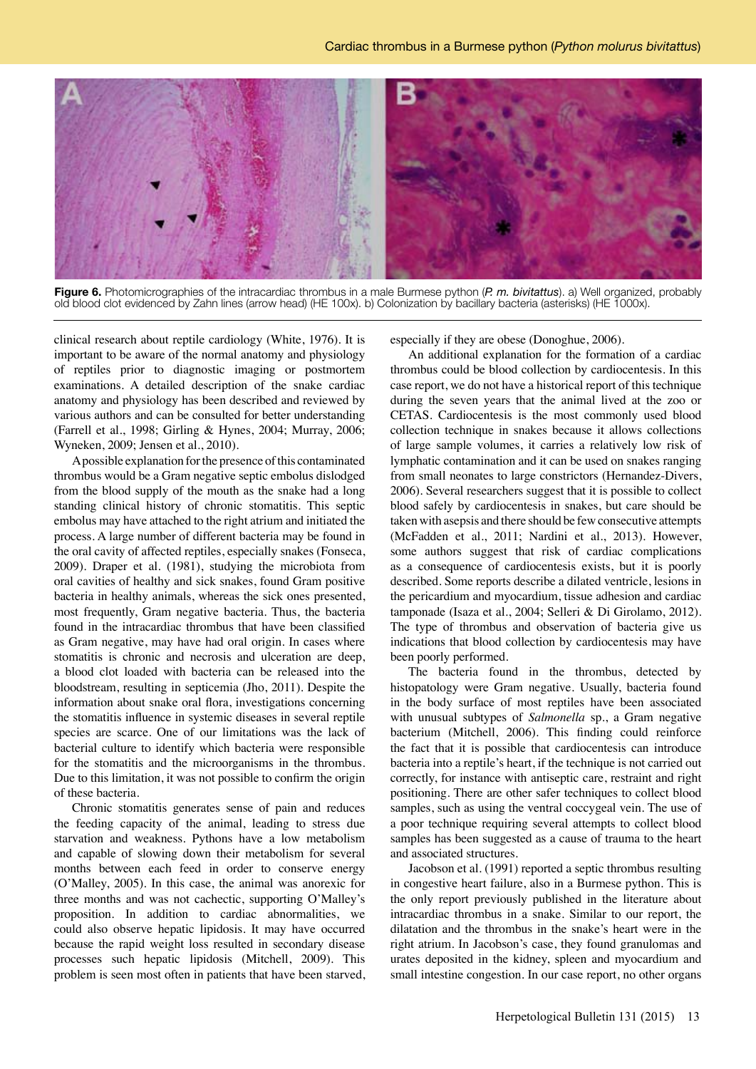Figure 6. Photomicrographies of the intracardiac thrombus in a male Burmese python (*P. m. bivitattus*). a) Well organized, probably old blood clot evidenced by Zahn lines (arrow head) (HE 100x). b) Colonization by bacillary bacteria (asterisks) (HE 1000x).

clinical research about reptile cardiology (White, 1976). It is important to be aware of the normal anatomy and physiology of reptiles prior to diagnostic imaging or postmortem examinations. A detailed description of the snake cardiac anatomy and physiology has been described and reviewed by various authors and can be consulted for better understanding (Farrell et al., 1998; Girling & Hynes, 2004; Murray, 2006; Wyneken, 2009; Jensen et al., 2010).

A possible explanation for the presence of this contaminated thrombus would be a Gram negative septic embolus dislodged from the blood supply of the mouth as the snake had a long standing clinical history of chronic stomatitis. This septic embolus may have attached to the right atrium and initiated the process. A large number of different bacteria may be found in the oral cavity of affected reptiles, especially snakes (Fonseca, 2009). Draper et al. (1981), studying the microbiota from oral cavities of healthy and sick snakes, found Gram positive bacteria in healthy animals, whereas the sick ones presented, most frequently, Gram negative bacteria. Thus, the bacteria found in the intracardiac thrombus that have been classified as Gram negative, may have had oral origin. In cases where stomatitis is chronic and necrosis and ulceration are deep, a blood clot loaded with bacteria can be released into the bloodstream, resulting in septicemia (Jho, 2011). Despite the information about snake oral flora, investigations concerning the stomatitis influence in systemic diseases in several reptile species are scarce. One of our limitations was the lack of bacterial culture to identify which bacteria were responsible for the stomatitis and the microorganisms in the thrombus. Due to this limitation, it was not possible to confirm the origin of these bacteria.

Chronic stomatitis generates sense of pain and reduces the feeding capacity of the animal, leading to stress due starvation and weakness. Pythons have a low metabolism and capable of slowing down their metabolism for several months between each feed in order to conserve energy (O'Malley, 2005). In this case, the animal was anorexic for three months and was not cachectic, supporting O'Malley's proposition. In addition to cardiac abnormalities, we could also observe hepatic lipidosis. It may have occurred because the rapid weight loss resulted in secondary disease processes such hepatic lipidosis (Mitchell, 2009). This problem is seen most often in patients that have been starved, especially if they are obese (Donoghue, 2006).

An additional explanation for the formation of a cardiac thrombus could be blood collection by cardiocentesis. In this case report, we do not have a historical report of this technique during the seven years that the animal lived at the zoo or CETAS. Cardiocentesis is the most commonly used blood collection technique in snakes because it allows collections of large sample volumes, it carries a relatively low risk of lymphatic contamination and it can be used on snakes ranging from small neonates to large constrictors (Hernandez-Divers, 2006). Several researchers suggest that it is possible to collect blood safely by cardiocentesis in snakes, but care should be taken with asepsis and there should be few consecutive attempts (McFadden et al., 2011; Nardini et al., 2013). However, some authors suggest that risk of cardiac complications as a consequence of cardiocentesis exists, but it is poorly described. Some reports describe a dilated ventricle, lesions in the pericardium and myocardium, tissue adhesion and cardiac tamponade (Isaza et al., 2004; Selleri & Di Girolamo, 2012). The type of thrombus and observation of bacteria give us indications that blood collection by cardiocentesis may have been poorly performed.

The bacteria found in the thrombus, detected by histopatology were Gram negative. Usually, bacteria found in the body surface of most reptiles have been associated with unusual subtypes of *Salmonella* sp., a Gram negative bacterium (Mitchell, 2006). This finding could reinforce the fact that it is possible that cardiocentesis can introduce bacteria into a reptile's heart, if the technique is not carried out correctly, for instance with antiseptic care, restraint and right positioning. There are other safer techniques to collect blood samples, such as using the ventral coccygeal vein. The use of a poor technique requiring several attempts to collect blood samples has been suggested as a cause of trauma to the heart and associated structures.

Jacobson et al. (1991) reported a septic thrombus resulting in congestive heart failure, also in a Burmese python. This is the only report previously published in the literature about intracardiac thrombus in a snake. Similar to our report, the dilatation and the thrombus in the snake's heart were in the right atrium. In Jacobson's case, they found granulomas and urates deposited in the kidney, spleen and myocardium and small intestine congestion. In our case report, no other organs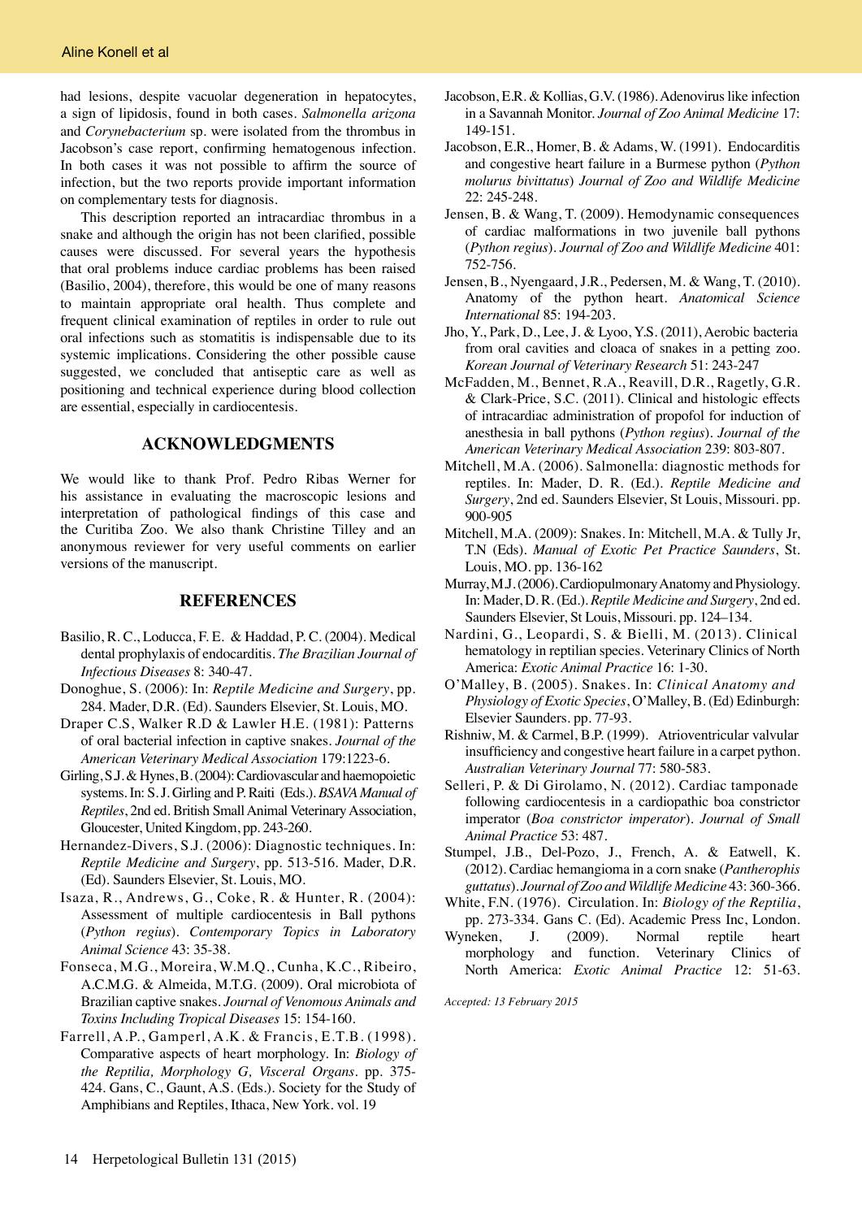had lesions, despite vacuolar degeneration in hepatocytes, a sign of lipidosis, found in both cases. *Salmonella arizona* and *Corynebacterium* sp. were isolated from the thrombus in Jacobson's case report, confirming hematogenous infection. In both cases it was not possible to affirm the source of infection, but the two reports provide important information on complementary tests for diagnosis.

This description reported an intracardiac thrombus in a snake and although the origin has not been clarified, possible causes were discussed. For several years the hypothesis that oral problems induce cardiac problems has been raised (Basilio, 2004), therefore, this would be one of many reasons to maintain appropriate oral health. Thus complete and frequent clinical examination of reptiles in order to rule out oral infections such as stomatitis is indispensable due to its systemic implications. Considering the other possible cause suggested, we concluded that antiseptic care as well as positioning and technical experience during blood collection are essential, especially in cardiocentesis.

## ACKNOWLEDGMENTS

We would like to thank Prof. Pedro Ribas Werner for his assistance in evaluating the macroscopic lesions and interpretation of pathological findings of this case and the Curitiba Zoo. We also thank Christine Tilley and an anonymous reviewer for very useful comments on earlier versions of the manuscript.

## REFERENCES

Basilio, R. C., Loducca, F. E. & Haddad, P. C. (2004). Medical dental prophylaxis of endocarditis. *The Brazilian Journal of Infectious Diseases* 8: 340-47.

Donoghue, S. (2006): In: *Reptile Medicine and Surgery*, pp. 284. Mader, D.R. (Ed). Saunders Elsevier, St. Louis, MO.

Draper C.S, Walker R.D & Lawler H.E. (1981): Patterns of oral bacterial infection in captive snakes. *Journal of the American Veterinary Medical Association* 179:1223-6.

Girling, S.J. & Hynes, B. (2004): Cardiovascular and haemopoietic systems. In: S. J. Girling and P. Raiti (Eds.). *BSAVA Manual of Reptiles*, 2nd ed. British Small Animal Veterinary Association, Gloucester, United Kingdom, pp. 243-260.

Hernandez-Divers, S.J. (2006): Diagnostic techniques. In: *Reptile Medicine and Surgery*, pp. 513-516. Mader, D.R. (Ed). Saunders Elsevier, St. Louis, MO.

Isaza, R., Andrews, G., Coke, R. & Hunter, R. (2004): Assessment of multiple cardiocentesis in Ball pythons (*Python regius*). *Contemporary Topics in Laboratory Animal Science* 43: 35-38.

Fonseca, M.G., Moreira, W.M.Q., Cunha, K.C., Ribeiro, A.C.M.G. & Almeida, M.T.G. (2009). Oral microbiota of Brazilian captive snakes. *Journal of Venomous Animals and Toxins Including Tropical Diseases* 15: 154-160.

Farrell, A.P., Gamperl, A.K. & Francis, E.T.B. (1998). Comparative aspects of heart morphology. In: *Biology of the Reptilia, Morphology G, Visceral Organs*. pp. 375-424. Gans, C., Gaunt, A.S. (Eds.). Society for the Study of Amphibians and Reptiles, Ithaca, New York. vol. 19

Jacobson, E.R. & Kollias, G.V. (1986). Adenovirus like infection in a Savannah Monitor. *Journal of Zoo Animal Medicine* 17: 149-151.

Jacobson, E.R., Homer, B. & Adams, W. (1991). Endocarditis and congestive heart failure in a Burmese python (*Python molurus bivittatus*) *Journal of Zoo and Wildlife Medicine* 22: 245-248.

Jensen, B. & Wang, T. (2009). Hemodynamic consequences of cardiac malformations in two juvenile ball pythons (*Python regius*). *Journal of Zoo and Wildlife Medicine* 401: 752-756.

Jensen, B., Nyengaard, J.R., Pedersen, M. & Wang, T. (2010). Anatomy of the python heart. *Anatomical Science International* 85: 194-203.

Jho, Y., Park, D., Lee, J. & Lyoo, Y.S. (2011), Aerobic bacteria from oral cavities and cloaca of snakes in a petting zoo. *Korean Journal of Veterinary Research* 51: 243-247

McFadden, M., Bennet, R.A., Reavill, D.R., Ragetly, G.R. & Clark-Price, S.C. (2011). Clinical and histologic effects of intracardiac administration of propofol for induction of anesthesia in ball pythons (*Python regius*). *Journal of the American Veterinary Medical Association* 239: 803-807.

Mitchell, M.A. (2006). Salmonella: diagnostic methods for reptiles. In: Mader, D. R. (Ed.). *Reptile Medicine and Surgery*, 2nd ed. Saunders Elsevier, St Louis, Missouri. pp. 900-905

Mitchell, M.A. (2009): Snakes. In: Mitchell, M.A. & Tully Jr, T.N (Eds). *Manual of Exotic Pet Practice Saunders*, St. Louis, MO. pp. 136-162

Murray, M.J. (2006). Cardiopulmonary Anatomy and Physiology. In: Mader, D. R. (Ed.). *Reptile Medicine and Surgery*, 2nd ed. Saunders Elsevier, St Louis, Missouri. pp. 124–134.

Nardini, G., Leopardi, S. & Bielli, M. (2013). Clinical hematology in reptilian species. Veterinary Clinics of North America: *Exotic Animal Practice* 16: 1-30.

O'Malley, B. (2005). Snakes. In: *Clinical Anatomy and Physiology of Exotic Species*, O'Malley, B. (Ed) Edinburgh: Elsevier Saunders. pp. 77-93.

Rishniw, M. & Carmel, B.P. (1999). Atrioventricular valvular insufficiency and congestive heart failure in a carpet python. *Australian Veterinary Journal* 77: 580-583.

Selleri, P. & Di Girolamo, N. (2012). Cardiac tamponade following cardiocentesis in a cardiopathic boa constrictor imperator (*Boa constrictor imperator*). *Journal of Small Animal Practice* 53: 487.

Stumpel, J.B., Del-Pozo, J., French, A. & Eatwell, K. (2012). Cardiac hemangioma in a corn snake (*Pantherophis guttatus*). *Journal of Zoo and Wildlife Medicine* 43: 360-366.

White, F.N. (1976). Circulation. In: *Biology of the Reptilia*, pp. 273-334. Gans C. (Ed). Academic Press Inc, London.

Wyneken, J. (2009). Normal reptile heart morphology and function. Veterinary Clinics of North America: *Exotic Animal Practice* 12: 51-63.

*Accepted: 13 February 2015*